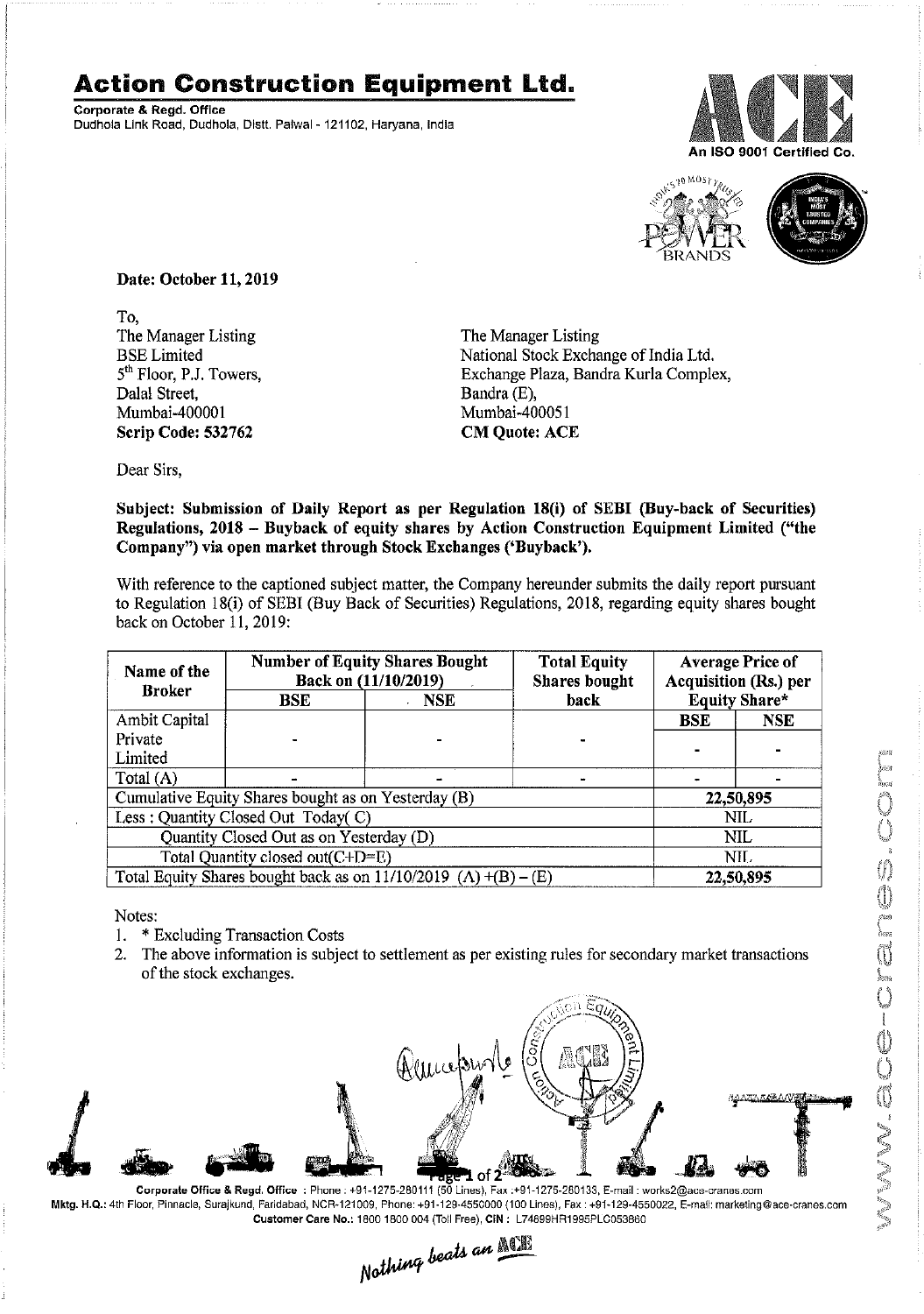# Action Construction Equipment Ltd.

**Corporate & Regd. Office**
Dudhola Link Road, Dudhola, Distt. Palwal - 121102, Haryana, India

An ISO 9001 Certified Co.

**Date: October 11, 2019**

To,
The Manager Listing
BSE Limited
5th Floor, P.J. Towers,
Dalal Street,
Mumbai-400001
**Scrip Code: 532762**

The Manager Listing
National Stock Exchange of India Ltd.
Exchange Plaza, Bandra Kurla Complex,
Bandra (E),
Mumbai-400051
**CM Quote: ACE**

Dear Sirs,

**Subject: Submission of Daily Report as per Regulation 18(i) of SEBI (Buy-back of Securities) Regulations, 2018 – Buyback of equity shares by Action Construction Equipment Limited ("the Company") via open market through Stock Exchanges ('Buyback').**

With reference to the captioned subject matter, the Company hereunder submits the daily report pursuant to Regulation 18(i) of SEBI (Buy Back of Securities) Regulations, 2018, regarding equity shares bought back on October 11, 2019:

| Name of the Broker | Number of Equity Shares Bought Back on (11/10/2019) | | Total Equity Shares bought back | Average Price of Acquisition (Rs.) per Equity Share* | |
|---|---|---|---|---|---|
| | BSE | NSE | | BSE | NSE |
| Ambit Capital Private Limited | - | - | - | - | - |
| Total (A) | - | - | - | - | - |
| Cumulative Equity Shares bought as on Yesterday (B) | | | | 22,50,895 | |
| Less : Quantity Closed Out Today( C) | | | | NIL | |
| Quantity Closed Out as on Yesterday (D) | | | | NIL | |
| Total Quantity closed out(C+D=E) | | | | NIL | |
| Total Equity Shares bought back as on 11/10/2019 (A) +(B) – (E) | | | | 22,50,895 | |

Notes:
1. * Excluding Transaction Costs
2. The above information is subject to settlement as per existing rules for secondary market transactions of the stock exchanges.

**Corporate Office & Regd. Office** : Phone : +91-1275-280111 (50 Lines), Fax :+91-1275-280133, E-mail : works2@ace-cranes.com
**Mktg. H.Q.:** 4th Floor, Pinnacle, Surajkund, Faridabad, NCR-121009, Phone: +91-129-4550000 (100 Lines), Fax : +91-129-4550022, E-mail: marketing@ace-cranes.com
**Customer Care No.:** 1800 1800 004 (Toll Free), CIN : L74899HR1995PLC053860

*Nothing beats an ACE*

www.ace-cranes.com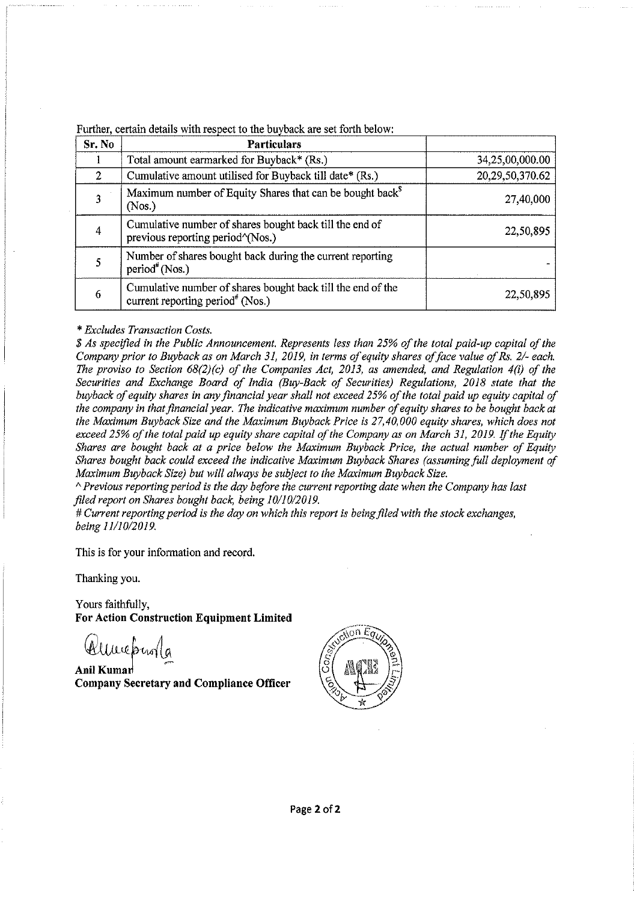Further, certain details with respect to the buyback are set forth below:

| Sr. No | Particulars | |
|---|---|---|
| 1 | Total amount earmarked for Buyback* (Rs.) | 34,25,00,000.00 |
| 2 | Cumulative amount utilised for Buyback till date* (Rs.) | 20,29,50,370.62 |
| 3 | Maximum number of Equity Shares that can be bought back$ (Nos.) | 27,40,000 |
| 4 | Cumulative number of shares bought back till the end of previous reporting period^(Nos.) | 22,50,895 |
| 5 | Number of shares bought back during the current reporting period# (Nos.) | - |
| 6 | Cumulative number of shares bought back till the end of the current reporting period# (Nos.) | 22,50,895 |

*\* Excludes Transaction Costs.*

*$ As specified in the Public Announcement. Represents less than 25% of the total paid-up capital of the Company prior to Buyback as on March 31, 2019, in terms of equity shares of face value of Rs. 2/- each. The proviso to Section 68(2)(c) of the Companies Act, 2013, as amended, and Regulation 4(i) of the Securities and Exchange Board of India (Buy-Back of Securities) Regulations, 2018 state that the buyback of equity shares in any financial year shall not exceed 25% of the total paid up equity capital of the company in that financial year. The indicative maximum number of equity shares to be bought back at the Maximum Buyback Size and the Maximum Buyback Price is 27,40,000 equity shares, which does not exceed 25% of the total paid up equity share capital of the Company as on March 31, 2019. If the Equity Shares are bought back at a price below the Maximum Buyback Price, the actual number of Equity Shares bought back could exceed the indicative Maximum Buyback Shares (assuming full deployment of Maximum Buyback Size) but will always be subject to the Maximum Buyback Size.*

*^ Previous reporting period is the day before the current reporting date when the Company has last filed report on Shares bought back, being 10/10/2019.*

*# Current reporting period is the day on which this report is being filed with the stock exchanges, being 11/10/2019.*

This is for your information and record.

Thanking you.

Yours faithfully,
**For Action Construction Equipment Limited**

**Anil Kumar**
**Company Secretary and Compliance Officer**